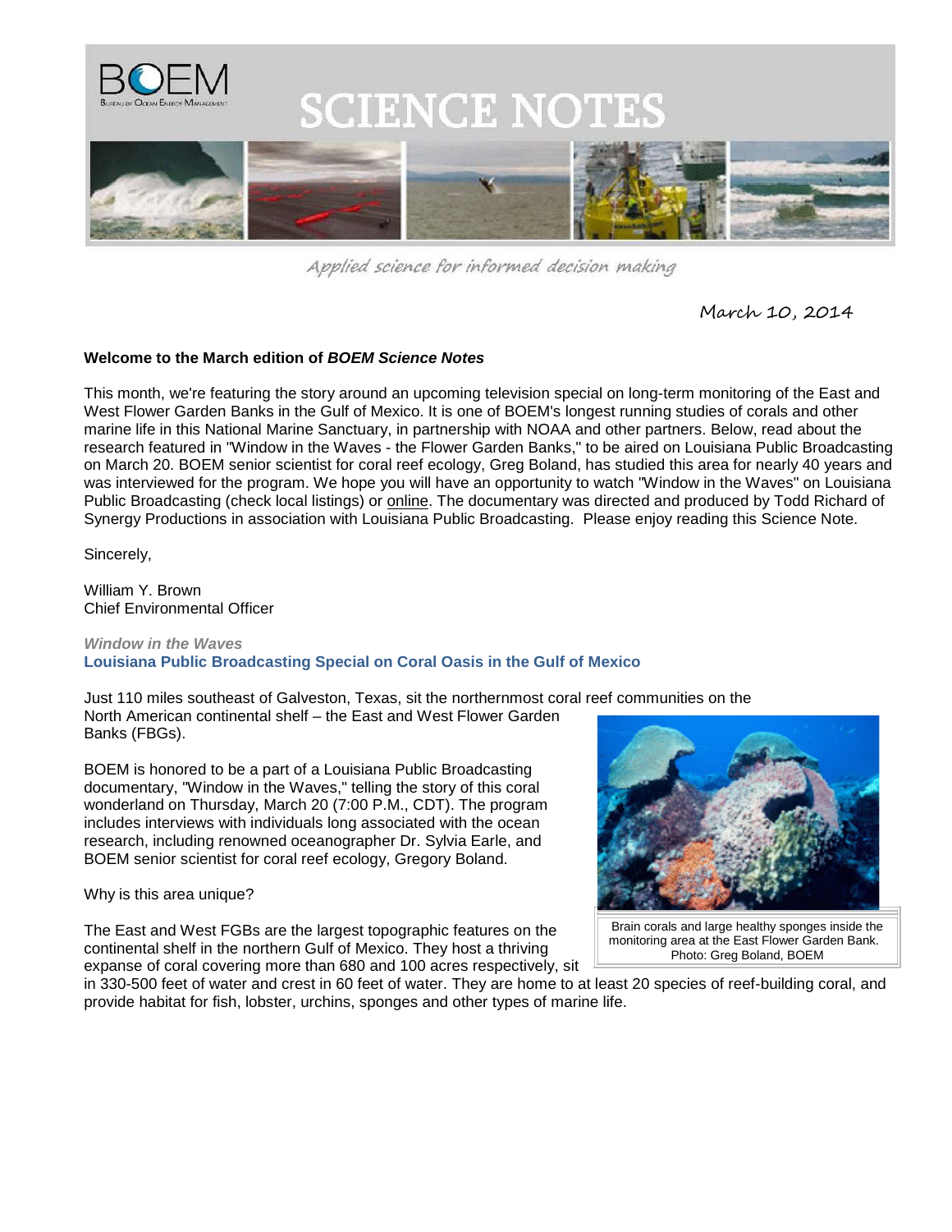# SCIENCE NOTES

*Applied science for informed decision making*

March 10, 2014

**Welcome to the March edition of *BOEM Science Notes***

This month, we're featuring the story around an upcoming television special on long-term monitoring of the East and West Flower Garden Banks in the Gulf of Mexico. It is one of BOEM's longest running studies of corals and other marine life in this National Marine Sanctuary, in partnership with NOAA and other partners. Below, read about the research featured in "Window in the Waves - the Flower Garden Banks," to be aired on Louisiana Public Broadcasting on March 20. BOEM senior scientist for coral reef ecology, Greg Boland, has studied this area for nearly 40 years and was interviewed for the program. We hope you will have an opportunity to watch "Window in the Waves" on Louisiana Public Broadcasting (check local listings) or online. The documentary was directed and produced by Todd Richard of Synergy Productions in association with Louisiana Public Broadcasting. Please enjoy reading this Science Note.

Sincerely,

William Y. Brown
Chief Environmental Officer

***Window in the Waves***

## Louisiana Public Broadcasting Special on Coral Oasis in the Gulf of Mexico

Just 110 miles southeast of Galveston, Texas, sit the northernmost coral reef communities on the North American continental shelf – the East and West Flower Garden Banks (FBGs).

BOEM is honored to be a part of a Louisiana Public Broadcasting documentary, "Window in the Waves," telling the story of this coral wonderland on Thursday, March 20 (7:00 P.M., CDT). The program includes interviews with individuals long associated with the ocean research, including renowned oceanographer Dr. Sylvia Earle, and BOEM senior scientist for coral reef ecology, Gregory Boland.

Brain corals and large healthy sponges inside the monitoring area at the East Flower Garden Bank. Photo: Greg Boland, BOEM

Why is this area unique?

The East and West FGBs are the largest topographic features on the continental shelf in the northern Gulf of Mexico. They host a thriving expanse of coral covering more than 680 and 100 acres respectively, sit in 330-500 feet of water and crest in 60 feet of water. They are home to at least 20 species of reef-building coral, and provide habitat for fish, lobster, urchins, sponges and other types of marine life.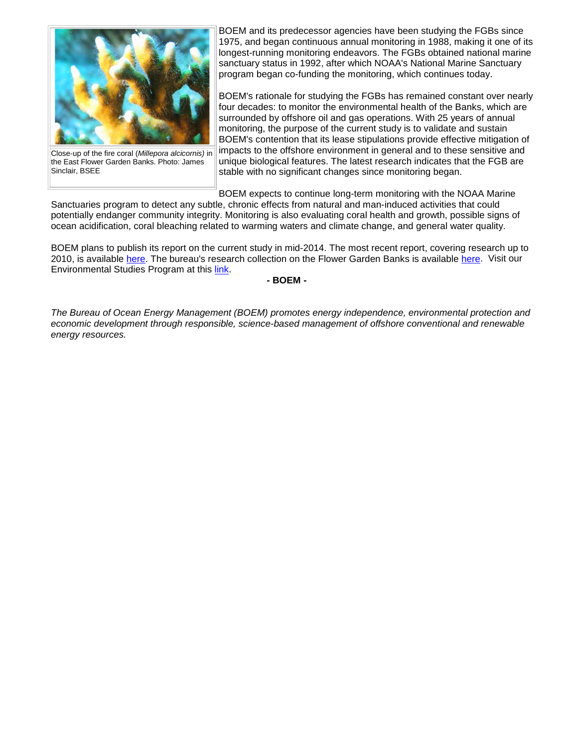Close-up of the fire coral (*Millepora alcicornis)* in the East Flower Garden Banks. Photo: James Sinclair, BSEE

BOEM and its predecessor agencies have been studying the FGBs since 1975, and began continuous annual monitoring in 1988, making it one of its longest-running monitoring endeavors. The FGBs obtained national marine sanctuary status in 1992, after which NOAA's National Marine Sanctuary program began co-funding the monitoring, which continues today.

BOEM's rationale for studying the FGBs has remained constant over nearly four decades: to monitor the environmental health of the Banks, which are surrounded by offshore oil and gas operations. With 25 years of annual monitoring, the purpose of the current study is to validate and sustain BOEM's contention that its lease stipulations provide effective mitigation of impacts to the offshore environment in general and to these sensitive and unique biological features. The latest research indicates that the FGB are stable with no significant changes since monitoring began.

BOEM expects to continue long-term monitoring with the NOAA Marine Sanctuaries program to detect any subtle, chronic effects from natural and man-induced activities that could potentially endanger community integrity. Monitoring is also evaluating coral health and growth, possible signs of ocean acidification, coral bleaching related to warming waters and climate change, and general water quality.

BOEM plans to publish its report on the current study in mid-2014. The most recent report, covering research up to 2010, is available here. The bureau's research collection on the Flower Garden Banks is available here. Visit our Environmental Studies Program at this link.

**- BOEM -**

*The Bureau of Ocean Energy Management (BOEM) promotes energy independence, environmental protection and economic development through responsible, science-based management of offshore conventional and renewable energy resources.*